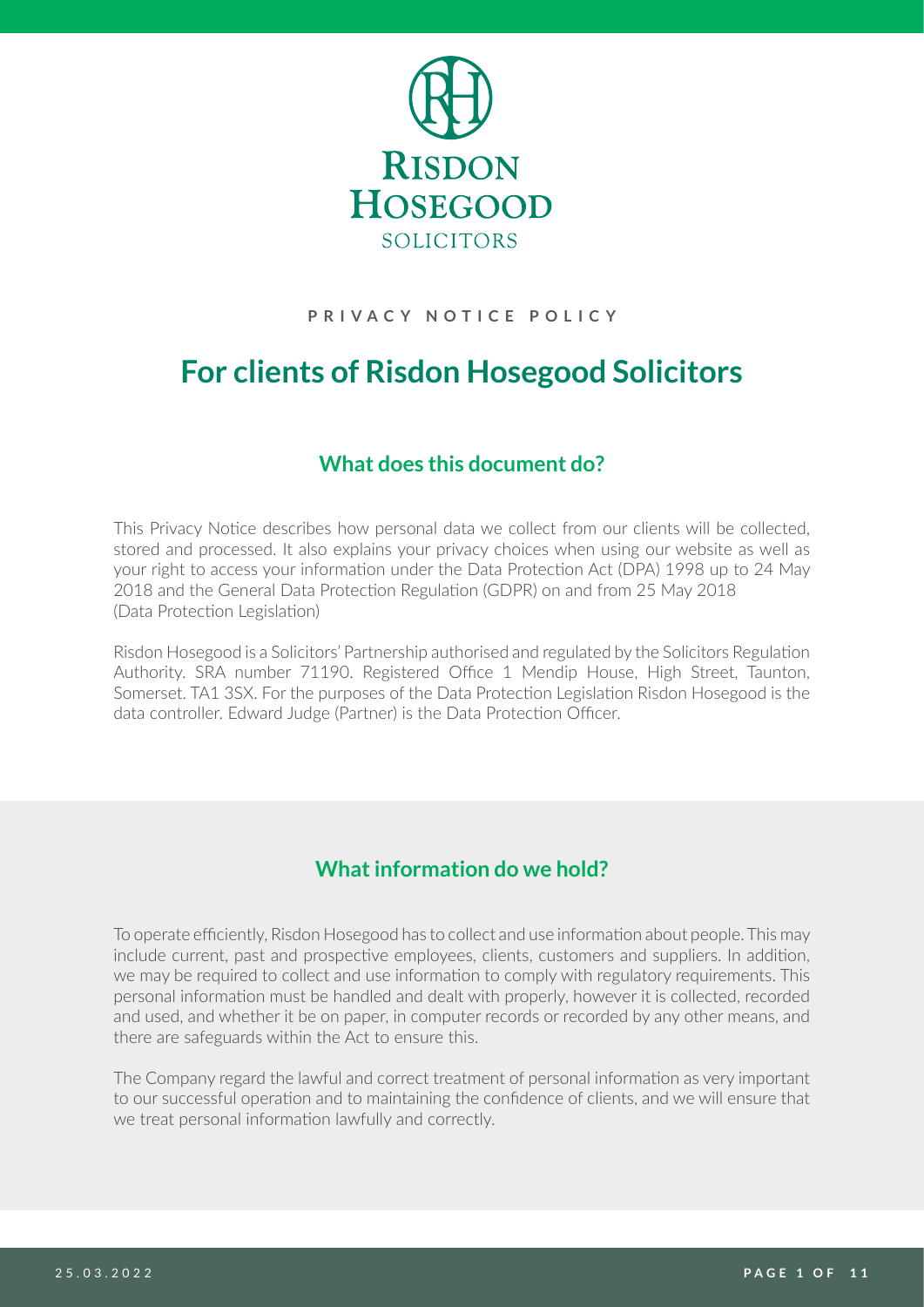**RISDON HOSEGOOD**
**SOLICITORS**

**PRIVACY NOTICE POLICY**

# For clients of Risdon Hosegood Solicitors

## What does this document do?

This Privacy Notice describes how personal data we collect from our clients will be collected, stored and processed. It also explains your privacy choices when using our website as well as your right to access your information under the Data Protection Act (DPA) 1998 up to 24 May 2018 and the General Data Protection Regulation (GDPR) on and from 25 May 2018 (Data Protection Legislation)

Risdon Hosegood is a Solicitors' Partnership authorised and regulated by the Solicitors Regulation Authority. SRA number 71190. Registered Office 1 Mendip House, High Street, Taunton, Somerset. TA1 3SX. For the purposes of the Data Protection Legislation Risdon Hosegood is the data controller. Edward Judge (Partner) is the Data Protection Officer.

## What information do we hold?

To operate efficiently, Risdon Hosegood has to collect and use information about people. This may include current, past and prospective employees, clients, customers and suppliers. In addition, we may be required to collect and use information to comply with regulatory requirements. This personal information must be handled and dealt with properly, however it is collected, recorded and used, and whether it be on paper, in computer records or recorded by any other means, and there are safeguards within the Act to ensure this.

The Company regard the lawful and correct treatment of personal information as very important to our successful operation and to maintaining the confidence of clients, and we will ensure that we treat personal information lawfully and correctly.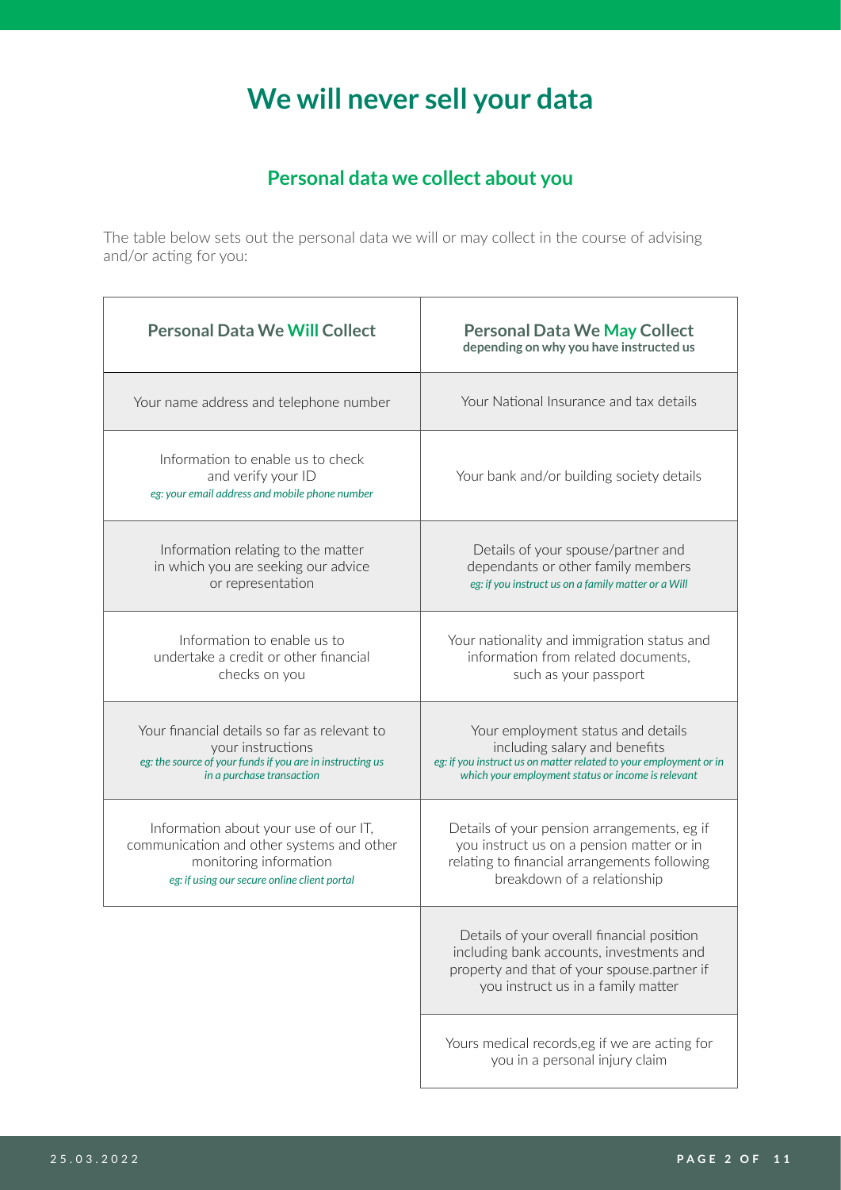# We will never sell your data

## Personal data we collect about you

The table below sets out the personal data we will or may collect in the course of advising and/or acting for you:

| Personal Data We **Will** Collect | Personal Data We **May** Collect<br>**depending on why you have instructed us** |
|---|---|
| Your name address and telephone number | Your National Insurance and tax details |
| Information to enable us to check and verify your ID<br>*eg: your email address and mobile phone number* | Your bank and/or building society details |
| Information relating to the matter in which you are seeking our advice or representation | Details of your spouse/partner and dependants or other family members<br>*eg: if you instruct us on a family matter or a Will* |
| Information to enable us to undertake a credit or other financial checks on you | Your nationality and immigration status and information from related documents, such as your passport |
| Your financial details so far as relevant to your instructions<br>*eg: the source of your funds if you are in instructing us in a purchase transaction* | Your employment status and details including salary and benefits<br>*eg: if you instruct us on matter related to your employment or in which your employment status or income is relevant* |
| Information about your use of our IT, communication and other systems and other monitoring information<br>*eg: if using our secure online client portal* | Details of your pension arrangements, eg if you instruct us on a pension matter or in relating to financial arrangements following breakdown of a relationship |
| | Details of your overall financial position including bank accounts, investments and property and that of your spouse.partner if you instruct us in a family matter |
| | Yours medical records,eg if we are acting for you in a personal injury claim |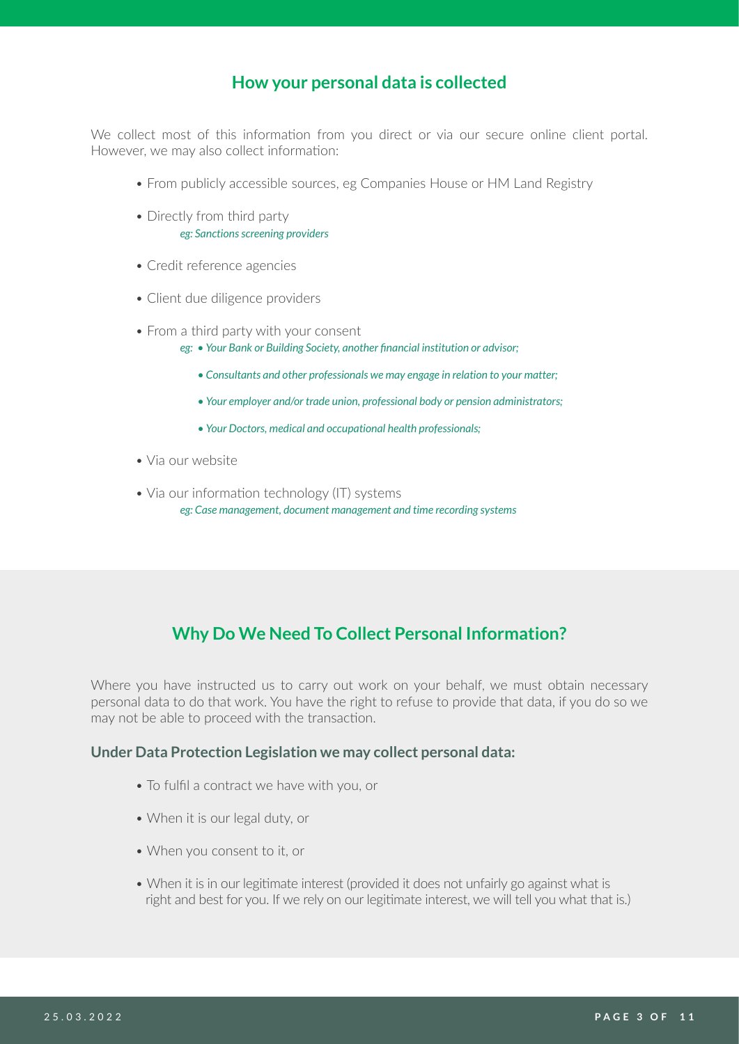## How your personal data is collected

We collect most of this information from you direct or via our secure online client portal. However, we may also collect information:

- From publicly accessible sources, eg Companies House or HM Land Registry
- Directly from third party
  *eg: Sanctions screening providers*
- Credit reference agencies
- Client due diligence providers
- From a third party with your consent
  *eg:*
  - *Your Bank or Building Society, another financial institution or advisor;*
  - *Consultants and other professionals we may engage in relation to your matter;*
  - *Your employer and/or trade union, professional body or pension administrators;*
  - *Your Doctors, medical and occupational health professionals;*
- Via our website
- Via our information technology (IT) systems
  *eg: Case management, document management and time recording systems*

## Why Do We Need To Collect Personal Information?

Where you have instructed us to carry out work on your behalf, we must obtain necessary personal data to do that work. You have the right to refuse to provide that data, if you do so we may not be able to proceed with the transaction.

**Under Data Protection Legislation we may collect personal data:**

- To fulfil a contract we have with you, or
- When it is our legal duty, or
- When you consent to it, or
- When it is in our legitimate interest (provided it does not unfairly go against what is right and best for you. If we rely on our legitimate interest, we will tell you what that is.)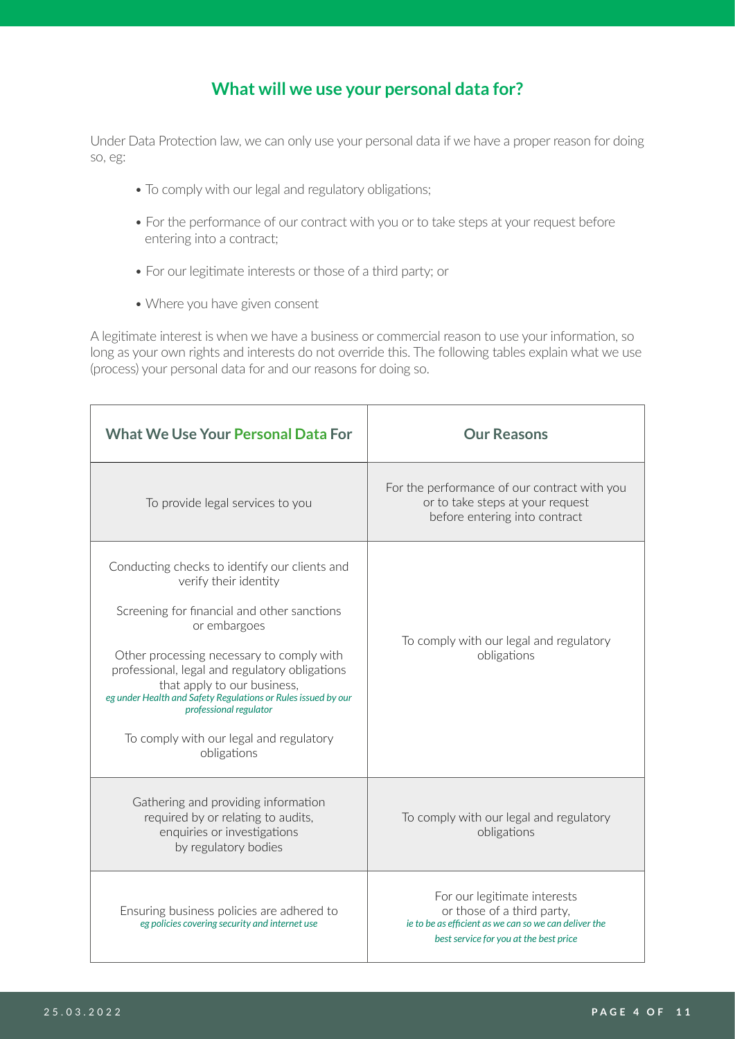## What will we use your personal data for?

Under Data Protection law, we can only use your personal data if we have a proper reason for doing so, eg:

- To comply with our legal and regulatory obligations;
- For the performance of our contract with you or to take steps at your request before entering into a contract;
- For our legitimate interests or those of a third party; or
- Where you have given consent

A legitimate interest is when we have a business or commercial reason to use your information, so long as your own rights and interests do not override this. The following tables explain what we use (process) your personal data for and our reasons for doing so.

| What We Use Your Personal Data For | Our Reasons |
|---|---|
| To provide legal services to you | For the performance of our contract with you or to take steps at your request before entering into contract |
| Conducting checks to identify our clients and verify their identity<br><br>Screening for financial and other sanctions or embargoes<br><br>Other processing necessary to comply with professional, legal and regulatory obligations that apply to our business, *eg under Health and Safety Regulations or Rules issued by our professional regulator*<br><br>To comply with our legal and regulatory obligations | To comply with our legal and regulatory obligations |
| Gathering and providing information required by or relating to audits, enquiries or investigations by regulatory bodies | To comply with our legal and regulatory obligations |
| Ensuring business policies are adhered to *eg policies covering security and internet use* | For our legitimate interests or those of a third party, *ie to be as efficient as we can so we can deliver the best service for you at the best price* |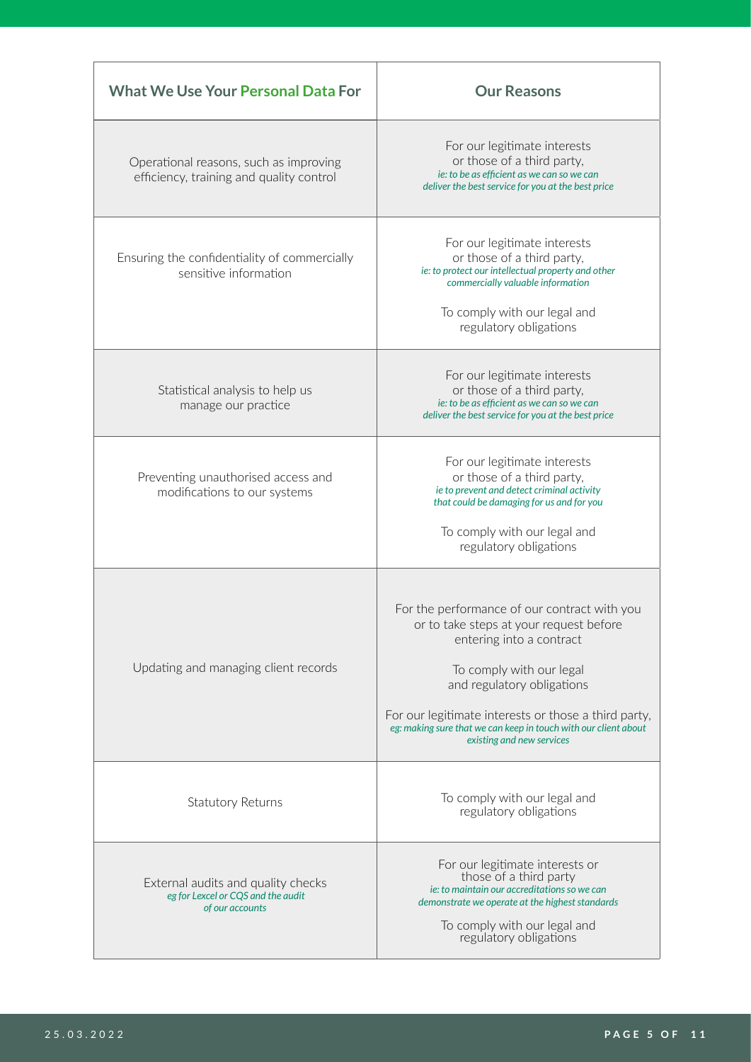| What We Use Your Personal Data For | Our Reasons |
| --- | --- |
| Operational reasons, such as improving efficiency, training and quality control | For our legitimate interests or those of a third party, *ie: to be as efficient as we can so we can deliver the best service for you at the best price* |
| Ensuring the confidentiality of commercially sensitive information | For our legitimate interests or those of a third party, *ie: to protect our intellectual property and other commercially valuable information*<br><br>To comply with our legal and regulatory obligations |
| Statistical analysis to help us manage our practice | For our legitimate interests or those of a third party, *ie: to be as efficient as we can so we can deliver the best service for you at the best price* |
| Preventing unauthorised access and modifications to our systems | For our legitimate interests or those of a third party, *ie to prevent and detect criminal activity that could be damaging for us and for you*<br><br>To comply with our legal and regulatory obligations |
| Updating and managing client records | For the performance of our contract with you or to take steps at your request before entering into a contract<br><br>To comply with our legal and regulatory obligations<br><br>For our legitimate interests or those a third party, *eg: making sure that we can keep in touch with our client about existing and new services* |
| Statutory Returns | To comply with our legal and regulatory obligations |
| External audits and quality checks *eg for Lexcel or CQS and the audit of our accounts* | For our legitimate interests or those of a third party *ie: to maintain our accreditations so we can demonstrate we operate at the highest standards*<br><br>To comply with our legal and regulatory obligations |

25.03.2022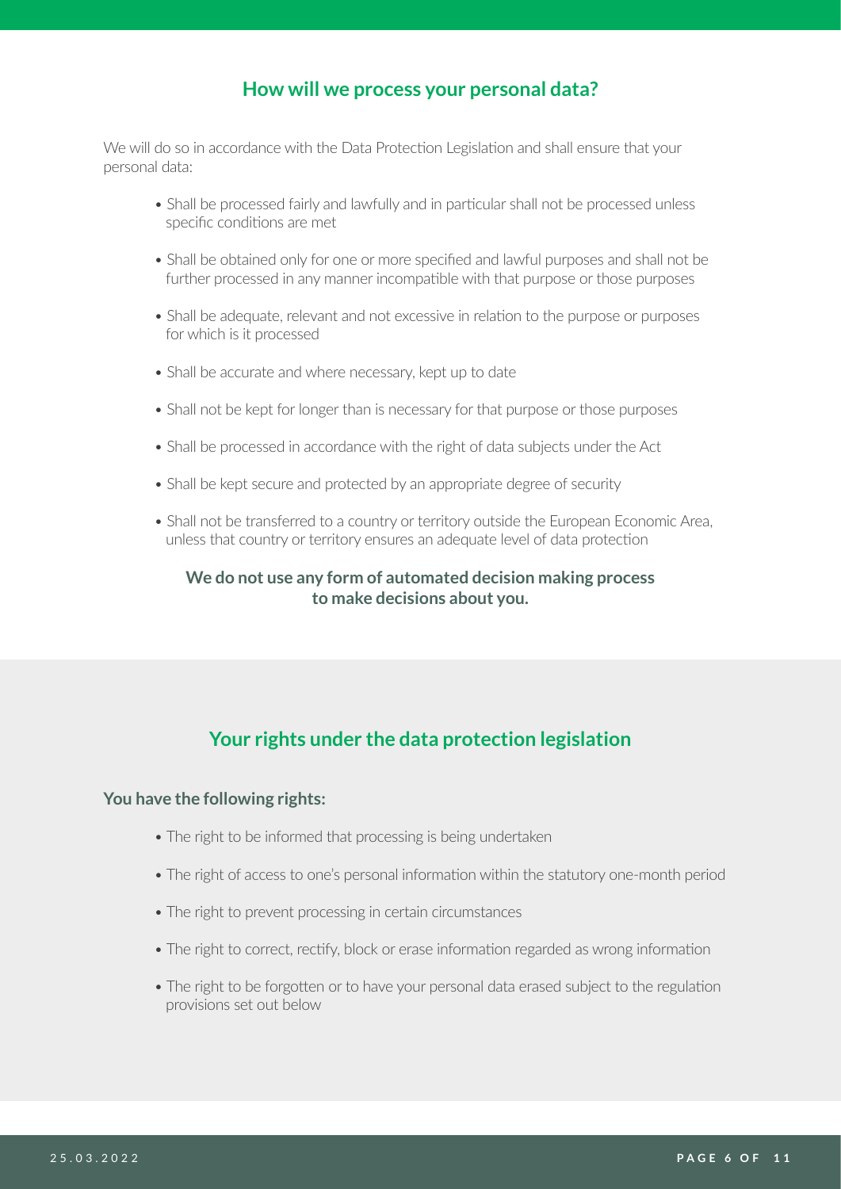## How will we process your personal data?

We will do so in accordance with the Data Protection Legislation and shall ensure that your personal data:

- Shall be processed fairly and lawfully and in particular shall not be processed unless specific conditions are met
- Shall be obtained only for one or more specified and lawful purposes and shall not be further processed in any manner incompatible with that purpose or those purposes
- Shall be adequate, relevant and not excessive in relation to the purpose or purposes for which is it processed
- Shall be accurate and where necessary, kept up to date
- Shall not be kept for longer than is necessary for that purpose or those purposes
- Shall be processed in accordance with the right of data subjects under the Act
- Shall be kept secure and protected by an appropriate degree of security
- Shall not be transferred to a country or territory outside the European Economic Area, unless that country or territory ensures an adequate level of data protection

**We do not use any form of automated decision making process to make decisions about you.**

## Your rights under the data protection legislation

**You have the following rights:**

- The right to be informed that processing is being undertaken
- The right of access to one's personal information within the statutory one-month period
- The right to prevent processing in certain circumstances
- The right to correct, rectify, block or erase information regarded as wrong information
- The right to be forgotten or to have your personal data erased subject to the regulation provisions set out below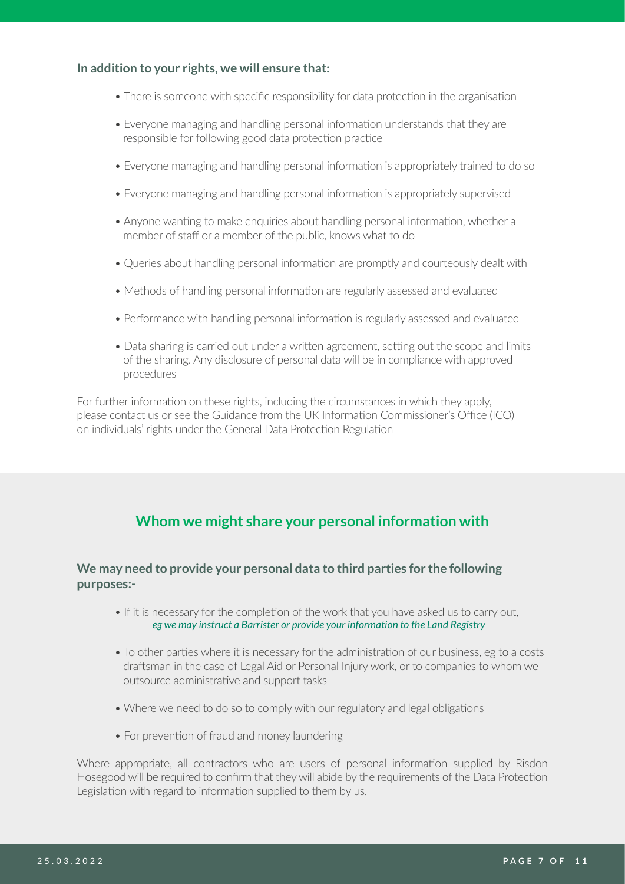**In addition to your rights, we will ensure that:**

- There is someone with specific responsibility for data protection in the organisation
- Everyone managing and handling personal information understands that they are responsible for following good data protection practice
- Everyone managing and handling personal information is appropriately trained to do so
- Everyone managing and handling personal information is appropriately supervised
- Anyone wanting to make enquiries about handling personal information, whether a member of staff or a member of the public, knows what to do
- Queries about handling personal information are promptly and courteously dealt with
- Methods of handling personal information are regularly assessed and evaluated
- Performance with handling personal information is regularly assessed and evaluated
- Data sharing is carried out under a written agreement, setting out the scope and limits of the sharing. Any disclosure of personal data will be in compliance with approved procedures

For further information on these rights, including the circumstances in which they apply, please contact us or see the Guidance from the UK Information Commissioner's Office (ICO) on individuals' rights under the General Data Protection Regulation

## Whom we might share your personal information with

**We may need to provide your personal data to third parties for the following purposes:-**

- If it is necessary for the completion of the work that you have asked us to carry out, *eg we may instruct a Barrister or provide your information to the Land Registry*
- To other parties where it is necessary for the administration of our business, eg to a costs draftsman in the case of Legal Aid or Personal Injury work, or to companies to whom we outsource administrative and support tasks
- Where we need to do so to comply with our regulatory and legal obligations
- For prevention of fraud and money laundering

Where appropriate, all contractors who are users of personal information supplied by Risdon Hosegood will be required to confirm that they will abide by the requirements of the Data Protection Legislation with regard to information supplied to them by us.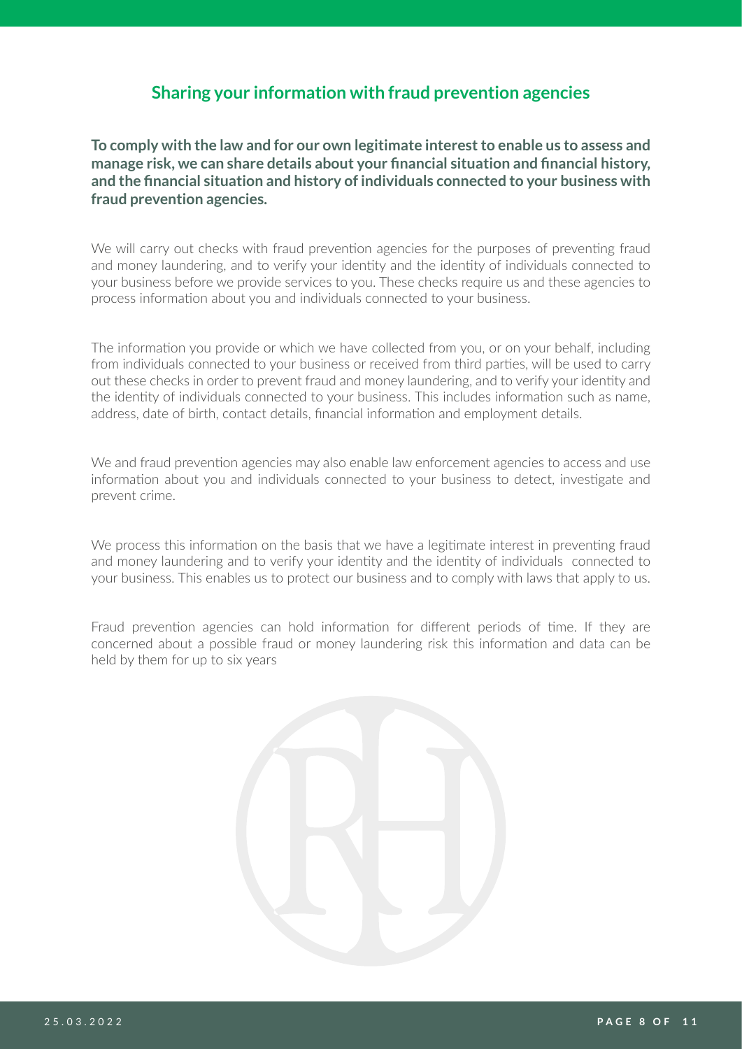## Sharing your information with fraud prevention agencies

**To comply with the law and for our own legitimate interest to enable us to assess and manage risk, we can share details about your financial situation and financial history, and the financial situation and history of individuals connected to your business with fraud prevention agencies.**

We will carry out checks with fraud prevention agencies for the purposes of preventing fraud and money laundering, and to verify your identity and the identity of individuals connected to your business before we provide services to you. These checks require us and these agencies to process information about you and individuals connected to your business.

The information you provide or which we have collected from you, or on your behalf, including from individuals connected to your business or received from third parties, will be used to carry out these checks in order to prevent fraud and money laundering, and to verify your identity and the identity of individuals connected to your business. This includes information such as name, address, date of birth, contact details, financial information and employment details.

We and fraud prevention agencies may also enable law enforcement agencies to access and use information about you and individuals connected to your business to detect, investigate and prevent crime.

We process this information on the basis that we have a legitimate interest in preventing fraud and money laundering and to verify your identity and the identity of individuals connected to your business. This enables us to protect our business and to comply with laws that apply to us.

Fraud prevention agencies can hold information for different periods of time. If they are concerned about a possible fraud or money laundering risk this information and data can be held by them for up to six years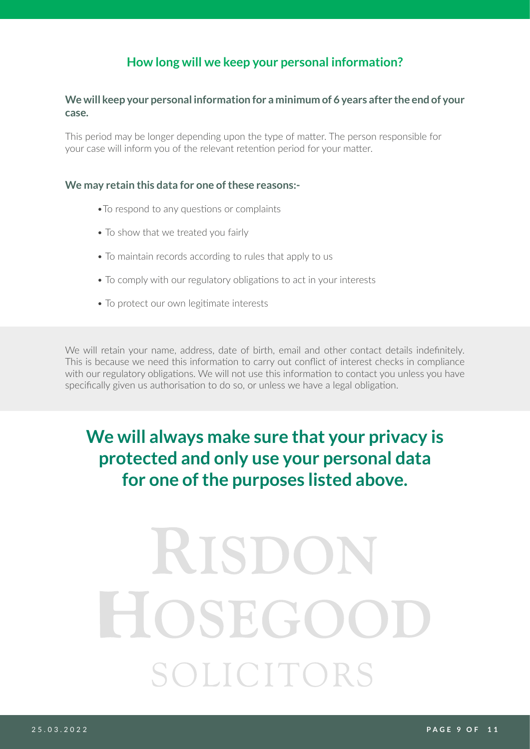## How long will we keep your personal information?

**We will keep your personal information for a minimum of 6 years after the end of your case.**

This period may be longer depending upon the type of matter. The person responsible for your case will inform you of the relevant retention period for your matter.

**We may retain this data for one of these reasons:-**

- To respond to any questions or complaints
- To show that we treated you fairly
- To maintain records according to rules that apply to us
- To comply with our regulatory obligations to act in your interests
- To protect our own legitimate interests

We will retain your name, address, date of birth, email and other contact details indefinitely. This is because we need this information to carry out conflict of interest checks in compliance with our regulatory obligations. We will not use this information to contact you unless you have specifically given us authorisation to do so, or unless we have a legal obligation.

**We will always make sure that your privacy is protected and only use your personal data for one of the purposes listed above.**

RISDON HOSEGOOD SOLICITORS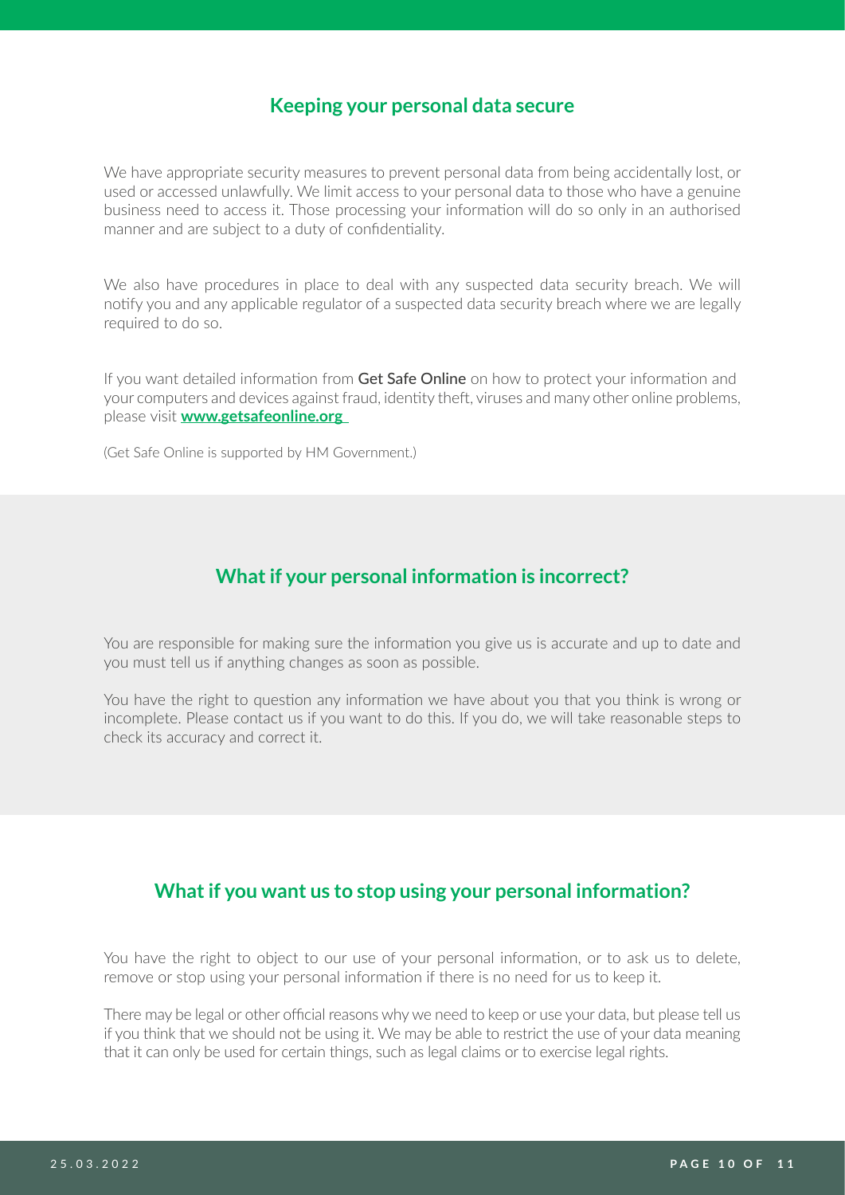## Keeping your personal data secure

We have appropriate security measures to prevent personal data from being accidentally lost, or used or accessed unlawfully. We limit access to your personal data to those who have a genuine business need to access it. Those processing your information will do so only in an authorised manner and are subject to a duty of confidentiality.

We also have procedures in place to deal with any suspected data security breach. We will notify you and any applicable regulator of a suspected data security breach where we are legally required to do so.

If you want detailed information from **Get Safe Online** on how to protect your information and your computers and devices against fraud, identity theft, viruses and many other online problems, please visit **www.getsafeonline.org**

(Get Safe Online is supported by HM Government.)

## What if your personal information is incorrect?

You are responsible for making sure the information you give us is accurate and up to date and you must tell us if anything changes as soon as possible.

You have the right to question any information we have about you that you think is wrong or incomplete. Please contact us if you want to do this. If you do, we will take reasonable steps to check its accuracy and correct it.

## What if you want us to stop using your personal information?

You have the right to object to our use of your personal information, or to ask us to delete, remove or stop using your personal information if there is no need for us to keep it.

There may be legal or other official reasons why we need to keep or use your data, but please tell us if you think that we should not be using it. We may be able to restrict the use of your data meaning that it can only be used for certain things, such as legal claims or to exercise legal rights.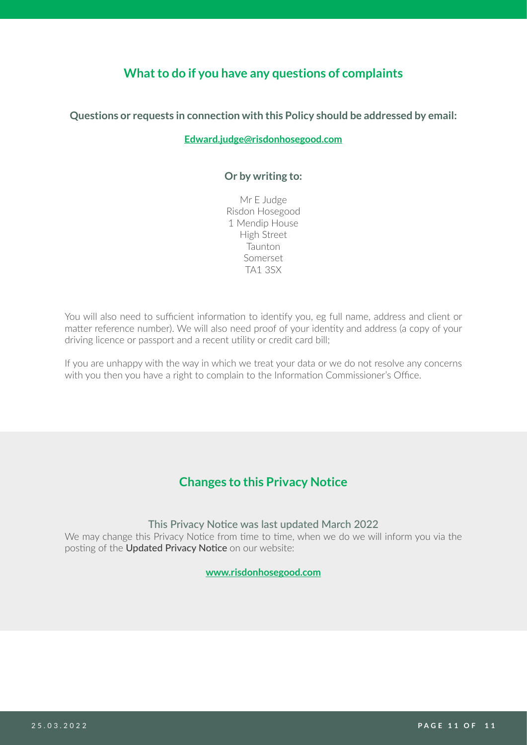## What to do if you have any questions of complaints

**Questions or requests in connection with this Policy should be addressed by email:**

**Edward.judge@risdonhosegood.com**

**Or by writing to:**

Mr E Judge
Risdon Hosegood
1 Mendip House
High Street
Taunton
Somerset
TA1 3SX

You will also need to sufficient information to identify you, eg full name, address and client or matter reference number). We will also need proof of your identity and address (a copy of your driving licence or passport and a recent utility or credit card bill;

If you are unhappy with the way in which we treat your data or we do not resolve any concerns with you then you have a right to complain to the Information Commissioner's Office.

## Changes to this Privacy Notice

This Privacy Notice was last updated March 2022

We may change this Privacy Notice from time to time, when we do we will inform you via the posting of the **Updated Privacy Notice** on our website:

**www.risdonhosegood.com**